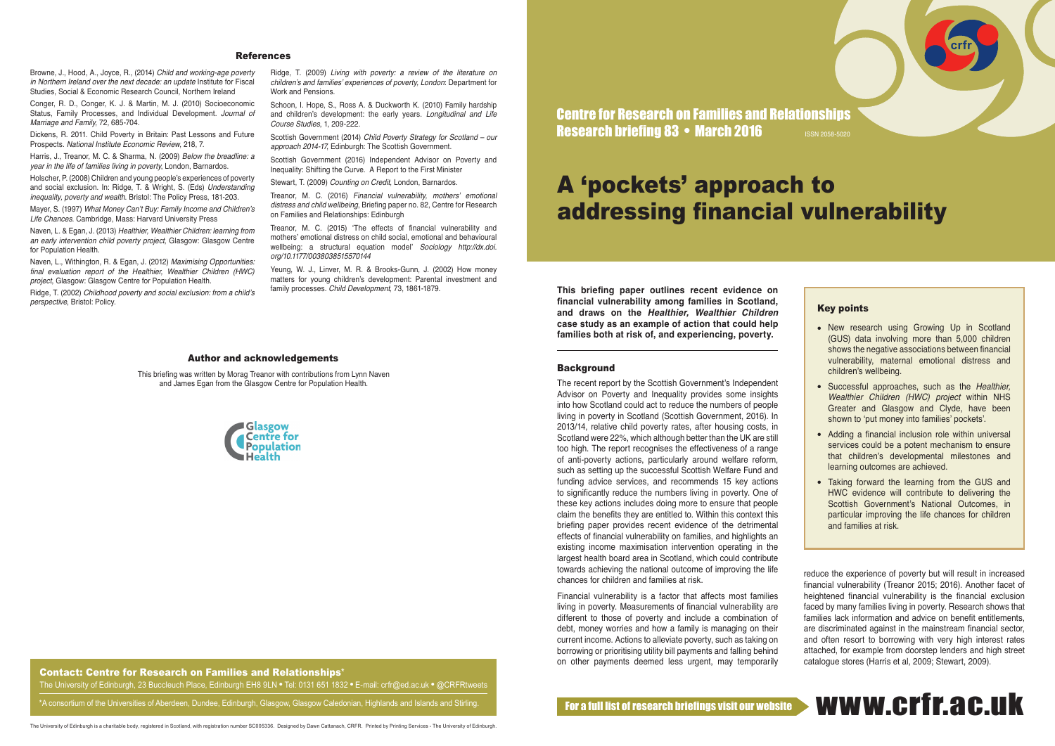Centre for Research on Families and Relationships
Research briefing 83 • March 2016

ISSN 2058-5020

# A 'pockets' approach to addressing financial vulnerability

**This briefing paper outlines recent evidence on financial vulnerability among families in Scotland, and draws on the *Healthier, Wealthier Children* case study as an example of action that could help families both at risk of, and experiencing, poverty.**

### Key points

- New research using Growing Up in Scotland (GUS) data involving more than 5,000 children shows the negative associations between financial vulnerability, maternal emotional distress and children's wellbeing.
- Successful approaches, such as the *Healthier, Wealthier Children (HWC) project* within NHS Greater and Glasgow and Clyde, have been shown to 'put money into families' pockets'.
- Adding a financial inclusion role within universal services could be a potent mechanism to ensure that children's developmental milestones and learning outcomes are achieved.
- Taking forward the learning from the GUS and HWC evidence will contribute to delivering the Scottish Government's National Outcomes, in particular improving the life chances for children and families at risk.

### Background

The recent report by the Scottish Government's Independent Advisor on Poverty and Inequality provides some insights into how Scotland could act to reduce the numbers of people living in poverty in Scotland (Scottish Government, 2016). In 2013/14, relative child poverty rates, after housing costs, in Scotland were 22%, which although better than the UK are still too high. The report recognises the effectiveness of a range of anti-poverty actions, particularly around welfare reform, such as setting up the successful Scottish Welfare Fund and funding advice services, and recommends 15 key actions to significantly reduce the numbers living in poverty. One of these key actions includes doing more to ensure that people claim the benefits they are entitled to. Within this context this briefing paper provides recent evidence of the detrimental effects of financial vulnerability on families, and highlights an existing income maximisation intervention operating in the largest health board area in Scotland, which could contribute towards achieving the national outcome of improving the life chances for children and families at risk.

Financial vulnerability is a factor that affects most families living in poverty. Measurements of financial vulnerability are different to those of poverty and include a combination of debt, money worries and how a family is managing on their current income. Actions to alleviate poverty, such as taking on borrowing or prioritising utility bill payments and falling behind on other payments deemed less urgent, may temporarily reduce the experience of poverty but will result in increased financial vulnerability (Treanor 2015; 2016). Another facet of heightened financial vulnerability is the financial exclusion faced by many families living in poverty. Research shows that families lack information and advice on benefit entitlements, are discriminated against in the mainstream financial sector, and often resort to borrowing with very high interest rates attached, for example from doorstep lenders and high street catalogue stores (Harris et al, 2009; Stewart, 2009).

### References

Browne, J., Hood, A., Joyce, R., (2014) *Child and working-age poverty in Northern Ireland over the next decade: an update* Institute for Fiscal Studies, Social & Economic Research Council, Northern Ireland

Conger, R. D., Conger, K. J. & Martin, M. J. (2010) Socioeconomic Status, Family Processes, and Individual Development. *Journal of Marriage and Family*, 72, 685-704.

Dickens, R. 2011. Child Poverty in Britain: Past Lessons and Future Prospects. *National Institute Economic Review*, 218, 7.

Harris, J., Treanor, M. C. & Sharma, N. (2009) *Below the breadline: a year in the life of families living in poverty*, London, Barnardos.

Holscher, P. (2008) Children and young people's experiences of poverty and social exclusion. In: Ridge, T. & Wright, S. (Eds) *Understanding inequality, poverty and wealth*. Bristol: The Policy Press, 181-203.

Mayer, S. (1997) *What Money Can't Buy: Family Income and Children's Life Chances*. Cambridge, Mass: Harvard University Press

Naven, L. & Egan, J. (2013) *Healthier, Wealthier Children: learning from an early intervention child poverty project*, Glasgow: Glasgow Centre for Population Health.

Naven, L., Withington, R. & Egan, J. (2012) *Maximising Opportunities: final evaluation report of the Healthier, Wealthier Children (HWC) project*, Glasgow: Glasgow Centre for Population Health.

Ridge, T. (2002) *Childhood poverty and social exclusion: from a child's perspective*, Bristol: Policy.

Ridge, T. (2009) *Living with poverty: a review of the literature on children's and families' experiences of poverty, London*: Department for Work and Pensions.

Schoon, I. Hope, S., Ross A. & Duckworth K. (2010) Family hardship and children's development: the early years. *Longitudinal and Life Course Studies*, 1, 209-222.

Scottish Government (2014) *Child Poverty Strategy for Scotland – our approach 2014-17*, Edinburgh: The Scottish Government.

Scottish Government (2016) Independent Advisor on Poverty and Inequality: Shifting the Curve. A Report to the First Minister

Stewart, T. (2009) *Counting on Credit*, London, Barnardos.

Treanor, M. C. (2016) *Financial vulnerability, mothers' emotional distress and child wellbeing*, Briefing paper no. 82, Centre for Research on Families and Relationships: Edinburgh

Treanor, M. C. (2015) 'The effects of financial vulnerability and mothers' emotional distress on child social, emotional and behavioural wellbeing: a structural equation model' *Sociology http://dx.doi.org/10.1177/0038038515570144*

Yeung, W. J., Linver, M. R. & Brooks-Gunn, J. (2002) How money matters for young children's development: Parental investment and family processes. *Child Development*, 73, 1861-1879.

### Author and acknowledgements

This briefing was written by Morag Treanor with contributions from Lynn Naven and James Egan from the Glasgow Centre for Population Health.

**Contact: Centre for Research on Families and Relationships***

The University of Edinburgh, 23 Buccleuch Place, Edinburgh EH8 9LN • Tel: 0131 651 1832 • E-mail: crfr@ed.ac.uk • @CRFRtweets

*A consortium of the Universities of Aberdeen, Dundee, Edinburgh, Glasgow, Glasgow Caledonian, Highlands and Islands and Stirling.

For a full list of research briefings visit our website www.crfr.ac.uk

The University of Edinburgh is a charitable body, registered in Scotland, with registration number SC005336. Designed by Dawn Cattanach, CRFR. Printed by Printing Services - The University of Edinburgh.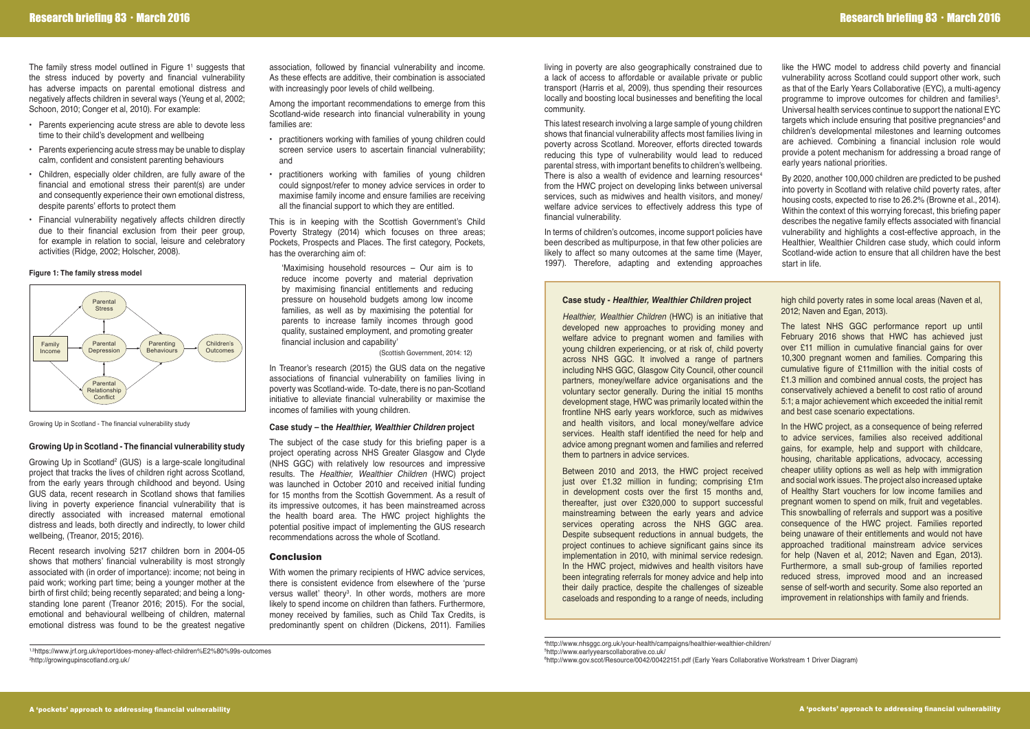The family stress model outlined in Figure 1[1] suggests that the stress induced by poverty and financial vulnerability has adverse impacts on parental emotional distress and negatively affects children in several ways (Yeung et al, 2002; Schoon, 2010; Conger et al, 2010). For example:

- Parents experiencing acute stress are able to devote less time to their child's development and wellbeing
- Parents experiencing acute stress may be unable to display calm, confident and consistent parenting behaviours
- Children, especially older children, are fully aware of the financial and emotional stress their parent(s) are under and consequently experience their own emotional distress, despite parents' efforts to protect them
- Financial vulnerability negatively affects children directly due to their financial exclusion from their peer group, for example in relation to social, leisure and celebratory activities (Ridge, 2002; Holscher, 2008).

**Figure 1: The family stress model**

Family Income
Parental Stress
Parental Depression
Parental Relationship Conflict
Parenting Behaviours
Children's Outcomes

Growing Up in Scotland - The financial vulnerability study

### Growing Up in Scotland - The financial vulnerability study

Growing Up in Scotland[2] (GUS) is a large-scale longitudinal project that tracks the lives of children right across Scotland, from the early years through childhood and beyond. Using GUS data, recent research in Scotland shows that families living in poverty experience financial vulnerability that is directly associated with increased maternal emotional distress and leads, both directly and indirectly, to lower child wellbeing, (Treanor, 2015; 2016).

Recent research involving 5217 children born in 2004-05 shows that mothers' financial vulnerability is most strongly associated with (in order of importance): income; not being in paid work; working part time; being a younger mother at the birth of first child; being recently separated; and being a long-standing lone parent (Treanor 2016; 2015). For the social, emotional and behavioural wellbeing of children, maternal emotional distress was found to be the greatest negative association, followed by financial vulnerability and income. As these effects are additive, their combination is associated with increasingly poor levels of child wellbeing.

Among the important recommendations to emerge from this Scotland-wide research into financial vulnerability in young families are:

- practitioners working with families of young children could screen service users to ascertain financial vulnerability; and
- practitioners working with families of young children could signpost/refer to money advice services in order to maximise family income and ensure families are receiving all the financial support to which they are entitled.

This is in keeping with the Scottish Government's Child Poverty Strategy (2014) which focuses on three areas; Pockets, Prospects and Places. The first category, Pockets, has the overarching aim of:

> 'Maximising household resources – Our aim is to reduce income poverty and material deprivation by maximising financial entitlements and reducing pressure on household budgets among low income families, as well as by maximising the potential for parents to increase family incomes through good quality, sustained employment, and promoting greater financial inclusion and capability'
>
> (Scottish Government, 2014: 12)

In Treanor's research (2015) the GUS data on the negative associations of financial vulnerability on families living in poverty was Scotland-wide. To-date, there is no pan-Scotland initiative to alleviate financial vulnerability or maximise the incomes of families with young children.

### Case study – the *Healthier, Wealthier Children* project

The subject of the case study for this briefing paper is a project operating across NHS Greater Glasgow and Clyde (NHS GGC) with relatively low resources and impressive results. The *Healthier, Wealthier Children* (HWC) project was launched in October 2010 and received initial funding for 15 months from the Scottish Government. As a result of its impressive outcomes, it has been mainstreamed across the health board area. The HWC project highlights the potential positive impact of implementing the GUS research recommendations across the whole of Scotland.

## Conclusion

With women the primary recipients of HWC advice services, there is consistent evidence from elsewhere of the 'purse versus wallet' theory[3]. In other words, mothers are more likely to spend income on children than fathers. Furthermore, money received by families, such as Child Tax Credits, is predominantly spent on children (Dickens, 2011). Families living in poverty are also geographically constrained due to a lack of access to affordable or available private or public transport (Harris et al, 2009), thus spending their resources locally and boosting local businesses and benefiting the local community.

This latest research involving a large sample of young children shows that financial vulnerability affects most families living in poverty across Scotland. Moreover, efforts directed towards reducing this type of vulnerability would lead to reduced parental stress, with important benefits to children's wellbeing. There is also a wealth of evidence and learning resources[4] from the HWC project on developing links between universal services, such as midwives and health visitors, and money/welfare advice services to effectively address this type of financial vulnerability.

In terms of children's outcomes, income support policies have been described as multipurpose, in that few other policies are likely to affect so many outcomes at the same time (Mayer, 1997). Therefore, adapting and extending approaches like the HWC model to address child poverty and financial vulnerability across Scotland could support other work, such as that of the Early Years Collaborative (EYC), a multi-agency programme to improve outcomes for children and families[5]. Universal health services continue to support the national EYC targets which include ensuring that positive pregnancies[6] and children's developmental milestones and learning outcomes are achieved. Combining a financial inclusion role would provide a potent mechanism for addressing a broad range of early years national priorities.

By 2020, another 100,000 children are predicted to be pushed into poverty in Scotland with relative child poverty rates, after housing costs, expected to rise to 26.2% (Browne et al., 2014). Within the context of this worrying forecast, this briefing paper describes the negative family effects associated with financial vulnerability and highlights a cost-effective approach, in the Healthier, Wealthier Children case study, which could inform Scotland-wide action to ensure that all children have the best start in life.

### Case study - *Healthier, Wealthier Children* project

*Healthier, Wealthier Children* (HWC) is an initiative that developed new approaches to providing money and welfare advice to pregnant women and families with young children experiencing, or at risk of, child poverty across NHS GGC. It involved a range of partners including NHS GGC, Glasgow City Council, other council partners, money/welfare advice organisations and the voluntary sector generally. During the initial 15 months development stage, HWC was primarily located within the frontline NHS early years workforce, such as midwives and health visitors, and local money/welfare advice services. Health staff identified the need for help and advice among pregnant women and families and referred them to partners in advice services.

Between 2010 and 2013, the HWC project received just over £1.32 million in funding; comprising £1m in development costs over the first 15 months and, thereafter, just over £320,000 to support successful mainstreaming between the early years and advice services operating across the NHS GGC area. Despite subsequent reductions in annual budgets, the project continues to achieve significant gains since its implementation in 2010, with minimal service redesign. In the HWC project, midwives and health visitors have been integrating referrals for money advice and help into their daily practice, despite the challenges of sizeable caseloads and responding to a range of needs, including high child poverty rates in some local areas (Naven et al, 2012; Naven and Egan, 2013).

The latest NHS GGC performance report up until February 2016 shows that HWC has achieved just over £11 million in cumulative financial gains for over 10,300 pregnant women and families. Comparing this cumulative figure of £11million with the initial costs of £1.3 million and combined annual costs, the project has conservatively achieved a benefit to cost ratio of around 5:1; a major achievement which exceeded the initial remit and best case scenario expectations.

In the HWC project, as a consequence of being referred to advice services, families also received additional gains, for example, help and support with childcare, housing, charitable applications, advocacy, accessing cheaper utility options as well as help with immigration and social work issues. The project also increased uptake of Healthy Start vouchers for low income families and pregnant women to spend on milk, fruit and vegetables. This snowballing of referrals and support was a positive consequence of the HWC project. Families reported being unaware of their entitlements and would not have approached traditional mainstream advice services for help (Naven et al, 2012; Naven and Egan, 2013). Furthermore, a small sub-group of families reported reduced stress, improved mood and an increased sense of self-worth and security. Some also reported an improvement in relationships with family and friends.

---

[1,3] https://www.jrf.org.uk/report/does-money-affect-children%E2%80%99s-outcomes
[2] http://growingupinscotland.org.uk/
[4] http://www.nhsggc.org.uk/your-health/campaigns/healthier-wealthier-children/
[5] http://www.earlyyearscollaborative.co.uk/
[6] http://www.gov.scot/Resource/0042/00422151.pdf (Early Years Collaborative Workstream 1 Driver Diagram)